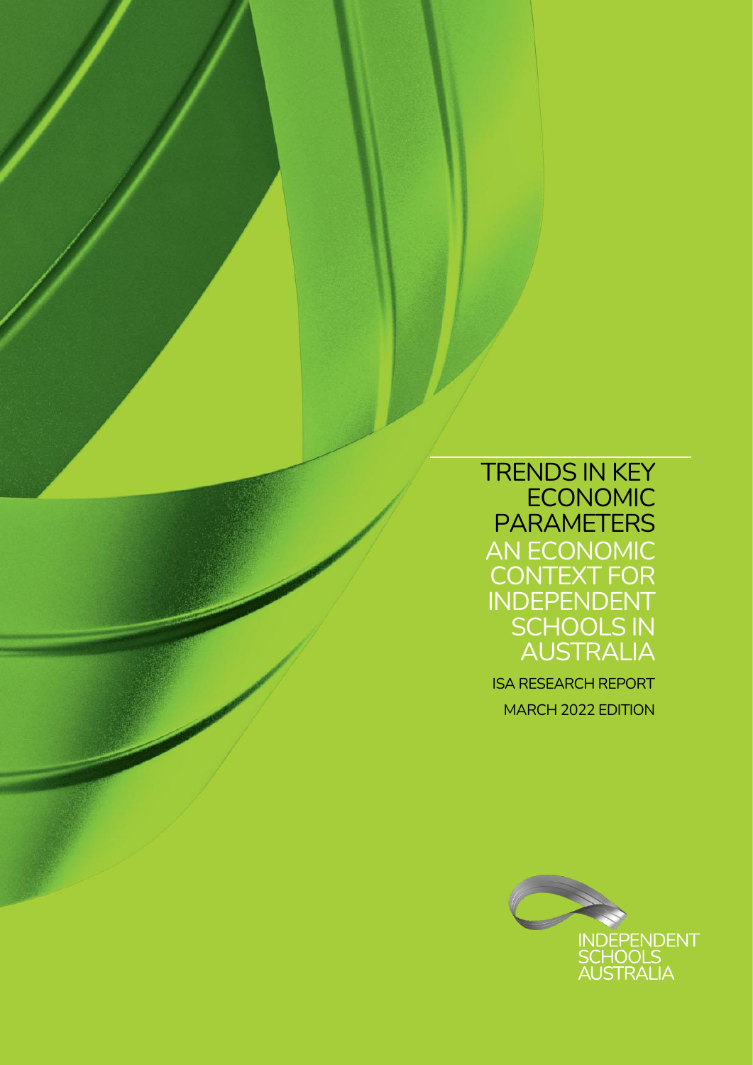# TRENDS IN KEY ECONOMIC PARAMETERS

## AN ECONOMIC CONTEXT FOR INDEPENDENT SCHOOLS IN AUSTRALIA

ISA RESEARCH REPORT

MARCH 2022 EDITION

INDEPENDENT SCHOOLS AUSTRALIA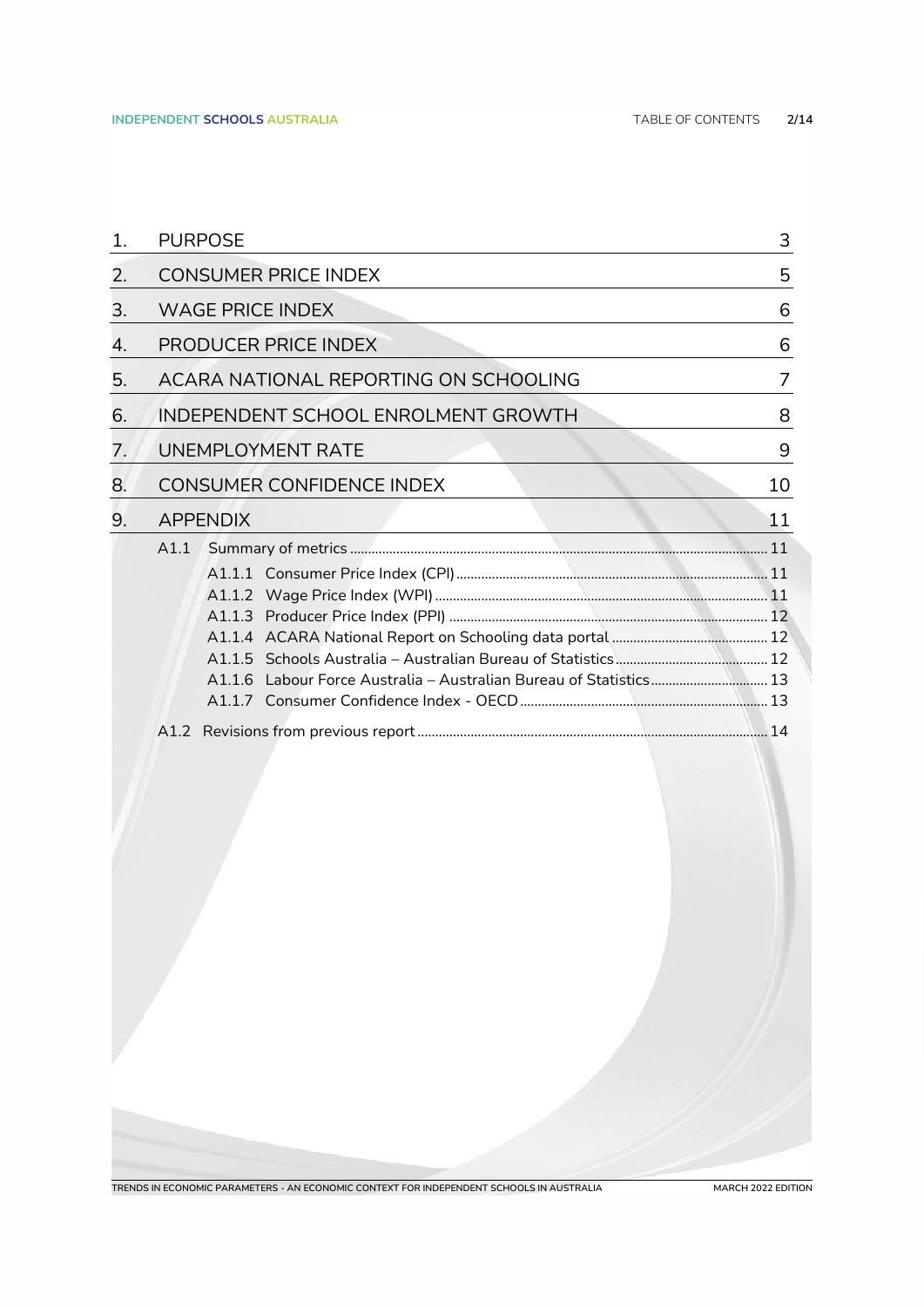| | | |
|---|---|---|
| 1. | PURPOSE | 3 |
| 2. | CONSUMER PRICE INDEX | 5 |
| 3. | WAGE PRICE INDEX | 6 |
| 4. | PRODUCER PRICE INDEX | 6 |
| 5. | ACARA NATIONAL REPORTING ON SCHOOLING | 7 |
| 6. | INDEPENDENT SCHOOL ENROLMENT GROWTH | 8 |
| 7. | UNEMPLOYMENT RATE | 9 |
| 8. | CONSUMER CONFIDENCE INDEX | 10 |
| 9. | APPENDIX | 11 |

- A1.1 Summary of metrics ..... 11
  - A1.1.1 Consumer Price Index (CPI) ..... 11
  - A1.1.2 Wage Price Index (WPI) ..... 11
  - A1.1.3 Producer Price Index (PPI) ..... 12
  - A1.1.4 ACARA National Report on Schooling data portal ..... 12
  - A1.1.5 Schools Australia – Australian Bureau of Statistics ..... 12
  - A1.1.6 Labour Force Australia – Australian Bureau of Statistics ..... 13
  - A1.1.7 Consumer Confidence Index - OECD ..... 13
- A1.2 Revisions from previous report ..... 14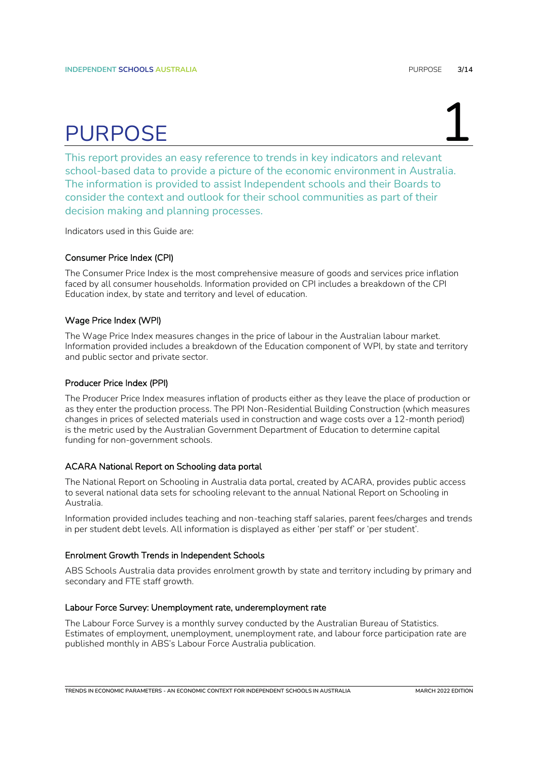# PURPOSE

1

This report provides an easy reference to trends in key indicators and relevant school-based data to provide a picture of the economic environment in Australia. The information is provided to assist Independent schools and their Boards to consider the context and outlook for their school communities as part of their decision making and planning processes.

Indicators used in this Guide are:

### Consumer Price Index (CPI)

The Consumer Price Index is the most comprehensive measure of goods and services price inflation faced by all consumer households. Information provided on CPI includes a breakdown of the CPI Education index, by state and territory and level of education.

### Wage Price Index (WPI)

The Wage Price Index measures changes in the price of labour in the Australian labour market. Information provided includes a breakdown of the Education component of WPI, by state and territory and public sector and private sector.

### Producer Price Index (PPI)

The Producer Price Index measures inflation of products either as they leave the place of production or as they enter the production process. The PPI Non-Residential Building Construction (which measures changes in prices of selected materials used in construction and wage costs over a 12-month period) is the metric used by the Australian Government Department of Education to determine capital funding for non-government schools.

### ACARA National Report on Schooling data portal

The National Report on Schooling in Australia data portal, created by ACARA, provides public access to several national data sets for schooling relevant to the annual National Report on Schooling in Australia.

Information provided includes teaching and non-teaching staff salaries, parent fees/charges and trends in per student debt levels. All information is displayed as either 'per staff' or 'per student'.

### Enrolment Growth Trends in Independent Schools

ABS Schools Australia data provides enrolment growth by state and territory including by primary and secondary and FTE staff growth.

### Labour Force Survey: Unemployment rate, underemployment rate

The Labour Force Survey is a monthly survey conducted by the Australian Bureau of Statistics. Estimates of employment, unemployment, unemployment rate, and labour force participation rate are published monthly in ABS's Labour Force Australia publication.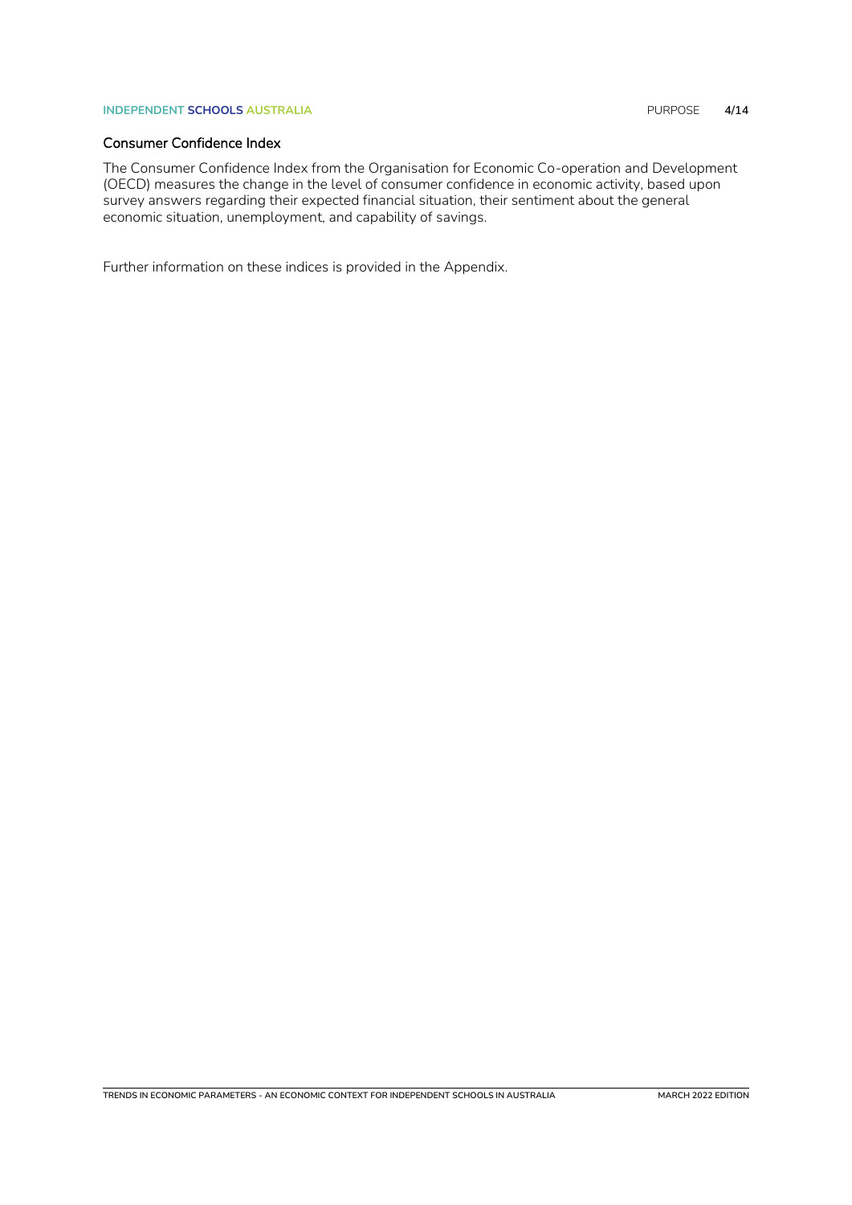### Consumer Confidence Index

The Consumer Confidence Index from the Organisation for Economic Co-operation and Development (OECD) measures the change in the level of consumer confidence in economic activity, based upon survey answers regarding their expected financial situation, their sentiment about the general economic situation, unemployment, and capability of savings.

Further information on these indices is provided in the Appendix.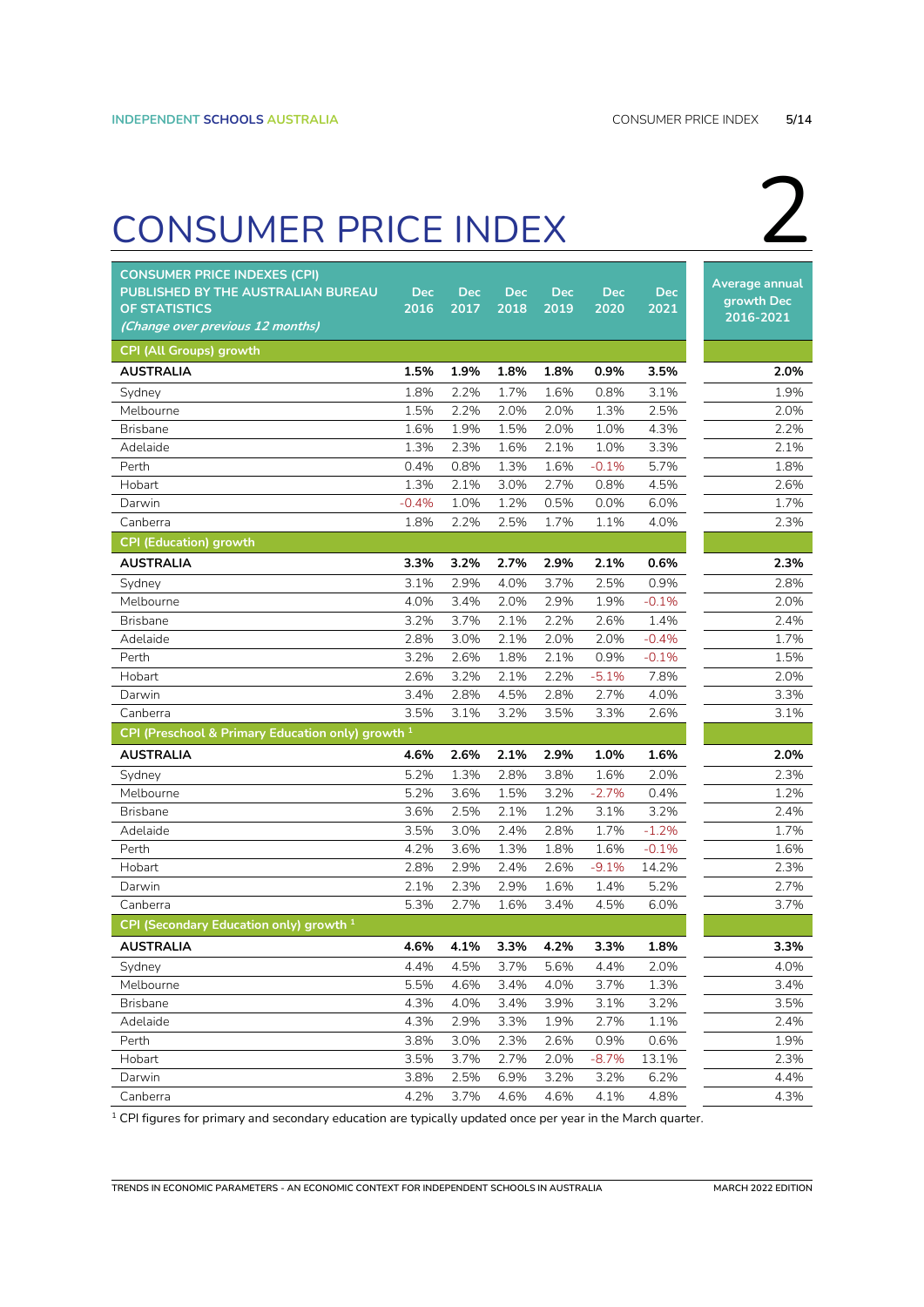# CONSUMER PRICE INDEX

2

| CONSUMER PRICE INDEXES (CPI) PUBLISHED BY THE AUSTRALIAN BUREAU OF STATISTICS *(Change over previous 12 months)* | Dec 2016 | Dec 2017 | Dec 2018 | Dec 2019 | Dec 2020 | Dec 2021 | Average annual growth Dec 2016-2021 |
|---|---|---|---|---|---|---|---|
| **CPI (All Groups) growth** | | | | | | | |
| **AUSTRALIA** | **1.5%** | **1.9%** | **1.8%** | **1.8%** | **0.9%** | **3.5%** | **2.0%** |
| Sydney | 1.8% | 2.2% | 1.7% | 1.6% | 0.8% | 3.1% | 1.9% |
| Melbourne | 1.5% | 2.2% | 2.0% | 2.0% | 1.3% | 2.5% | 2.0% |
| Brisbane | 1.6% | 1.9% | 1.5% | 2.0% | 1.0% | 4.3% | 2.2% |
| Adelaide | 1.3% | 2.3% | 1.6% | 2.1% | 1.0% | 3.3% | 2.1% |
| Perth | 0.4% | 0.8% | 1.3% | 1.6% | -0.1% | 5.7% | 1.8% |
| Hobart | 1.3% | 2.1% | 3.0% | 2.7% | 0.8% | 4.5% | 2.6% |
| Darwin | -0.4% | 1.0% | 1.2% | 0.5% | 0.0% | 6.0% | 1.7% |
| Canberra | 1.8% | 2.2% | 2.5% | 1.7% | 1.1% | 4.0% | 2.3% |
| **CPI (Education) growth** | | | | | | | |
| **AUSTRALIA** | **3.3%** | **3.2%** | **2.7%** | **2.9%** | **2.1%** | **0.6%** | **2.3%** |
| Sydney | 3.1% | 2.9% | 4.0% | 3.7% | 2.5% | 0.9% | 2.8% |
| Melbourne | 4.0% | 3.4% | 2.0% | 2.9% | 1.9% | -0.1% | 2.0% |
| Brisbane | 3.2% | 3.7% | 2.1% | 2.2% | 2.6% | 1.4% | 2.4% |
| Adelaide | 2.8% | 3.0% | 2.1% | 2.0% | 2.0% | -0.4% | 1.7% |
| Perth | 3.2% | 2.6% | 1.8% | 2.1% | 0.9% | -0.1% | 1.5% |
| Hobart | 2.6% | 3.2% | 2.1% | 2.2% | -5.1% | 7.8% | 2.0% |
| Darwin | 3.4% | 2.8% | 4.5% | 2.8% | 2.7% | 4.0% | 3.3% |
| Canberra | 3.5% | 3.1% | 3.2% | 3.5% | 3.3% | 2.6% | 3.1% |
| **CPI (Preschool & Primary Education only) growth [1]** | | | | | | | |
| **AUSTRALIA** | **4.6%** | **2.6%** | **2.1%** | **2.9%** | **1.0%** | **1.6%** | **2.0%** |
| Sydney | 5.2% | 1.3% | 2.8% | 3.8% | 1.6% | 2.0% | 2.3% |
| Melbourne | 5.2% | 3.6% | 1.5% | 3.2% | -2.7% | 0.4% | 1.2% |
| Brisbane | 3.6% | 2.5% | 2.1% | 1.2% | 3.1% | 3.2% | 2.4% |
| Adelaide | 3.5% | 3.0% | 2.4% | 2.8% | 1.7% | -1.2% | 1.7% |
| Perth | 4.2% | 3.6% | 1.3% | 1.8% | 1.6% | -0.1% | 1.6% |
| Hobart | 2.8% | 2.9% | 2.4% | 2.6% | -9.1% | 14.2% | 2.3% |
| Darwin | 2.1% | 2.3% | 2.9% | 1.6% | 1.4% | 5.2% | 2.7% |
| Canberra | 5.3% | 2.7% | 1.6% | 3.4% | 4.5% | 6.0% | 3.7% |
| **CPI (Secondary Education only) growth [1]** | | | | | | | |
| **AUSTRALIA** | **4.6%** | **4.1%** | **3.3%** | **4.2%** | **3.3%** | **1.8%** | **3.3%** |
| Sydney | 4.4% | 4.5% | 3.7% | 5.6% | 4.4% | 2.0% | 4.0% |
| Melbourne | 5.5% | 4.6% | 3.4% | 4.0% | 3.7% | 1.3% | 3.4% |
| Brisbane | 4.3% | 4.0% | 3.4% | 3.9% | 3.1% | 3.2% | 3.5% |
| Adelaide | 4.3% | 2.9% | 3.3% | 1.9% | 2.7% | 1.1% | 2.4% |
| Perth | 3.8% | 3.0% | 2.3% | 2.6% | 0.9% | 0.6% | 1.9% |
| Hobart | 3.5% | 3.7% | 2.7% | 2.0% | -8.7% | 13.1% | 2.3% |
| Darwin | 3.8% | 2.5% | 6.9% | 3.2% | 3.2% | 6.2% | 4.4% |
| Canberra | 4.2% | 3.7% | 4.6% | 4.6% | 4.1% | 4.8% | 4.3% |

[1] CPI figures for primary and secondary education are typically updated once per year in the March quarter.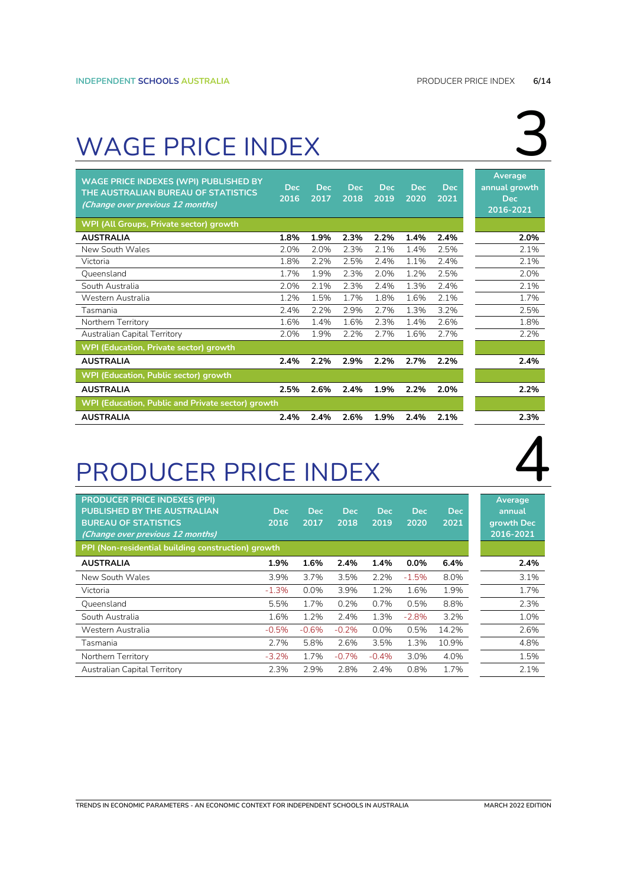# WAGE PRICE INDEX

3

| WAGE PRICE INDEXES (WPI) PUBLISHED BY THE AUSTRALIAN BUREAU OF STATISTICS *(Change over previous 12 months)* | Dec 2016 | Dec 2017 | Dec 2018 | Dec 2019 | Dec 2020 | Dec 2021 | Average annual growth Dec 2016-2021 |
|---|---|---|---|---|---|---|---|
| **WPI (All Groups, Private sector) growth** | | | | | | | |
| **AUSTRALIA** | **1.8%** | **1.9%** | **2.3%** | **2.2%** | **1.4%** | **2.4%** | **2.0%** |
| New South Wales | 2.0% | 2.0% | 2.3% | 2.1% | 1.4% | 2.5% | 2.1% |
| Victoria | 1.8% | 2.2% | 2.5% | 2.4% | 1.1% | 2.4% | 2.1% |
| Queensland | 1.7% | 1.9% | 2.3% | 2.0% | 1.2% | 2.5% | 2.0% |
| South Australia | 2.0% | 2.1% | 2.3% | 2.4% | 1.3% | 2.4% | 2.1% |
| Western Australia | 1.2% | 1.5% | 1.7% | 1.8% | 1.6% | 2.1% | 1.7% |
| Tasmania | 2.4% | 2.2% | 2.9% | 2.7% | 1.3% | 3.2% | 2.5% |
| Northern Territory | 1.6% | 1.4% | 1.6% | 2.3% | 1.4% | 2.6% | 1.8% |
| Australian Capital Territory | 2.0% | 1.9% | 2.2% | 2.7% | 1.6% | 2.7% | 2.2% |
| **WPI (Education, Private sector) growth** | | | | | | | |
| **AUSTRALIA** | **2.4%** | **2.2%** | **2.9%** | **2.2%** | **2.7%** | **2.2%** | **2.4%** |
| **WPI (Education, Public sector) growth** | | | | | | | |
| **AUSTRALIA** | **2.5%** | **2.6%** | **2.4%** | **1.9%** | **2.2%** | **2.0%** | **2.2%** |
| **WPI (Education, Public and Private sector) growth** | | | | | | | |
| **AUSTRALIA** | **2.4%** | **2.4%** | **2.6%** | **1.9%** | **2.4%** | **2.1%** | **2.3%** |

# PRODUCER PRICE INDEX

4

| PRODUCER PRICE INDEXES (PPI) PUBLISHED BY THE AUSTRALIAN BUREAU OF STATISTICS *(Change over previous 12 months)* | Dec 2016 | Dec 2017 | Dec 2018 | Dec 2019 | Dec 2020 | Dec 2021 | Average annual growth Dec 2016-2021 |
|---|---|---|---|---|---|---|---|
| **PPI (Non-residential building construction) growth** | | | | | | | |
| **AUSTRALIA** | **1.9%** | **1.6%** | **2.4%** | **1.4%** | **0.0%** | **6.4%** | **2.4%** |
| New South Wales | 3.9% | 3.7% | 3.5% | 2.2% | -1.5% | 8.0% | 3.1% |
| Victoria | -1.3% | 0.0% | 3.9% | 1.2% | 1.6% | 1.9% | 1.7% |
| Queensland | 5.5% | 1.7% | 0.2% | 0.7% | 0.5% | 8.8% | 2.3% |
| South Australia | 1.6% | 1.2% | 2.4% | 1.3% | -2.8% | 3.2% | 1.0% |
| Western Australia | -0.5% | -0.6% | -0.2% | 0.0% | 0.5% | 14.2% | 2.6% |
| Tasmania | 2.7% | 5.8% | 2.6% | 3.5% | 1.3% | 10.9% | 4.8% |
| Northern Territory | -3.2% | 1.7% | -0.7% | -0.4% | 3.0% | 4.0% | 1.5% |
| Australian Capital Territory | 2.3% | 2.9% | 2.8% | 2.4% | 0.8% | 1.7% | 2.1% |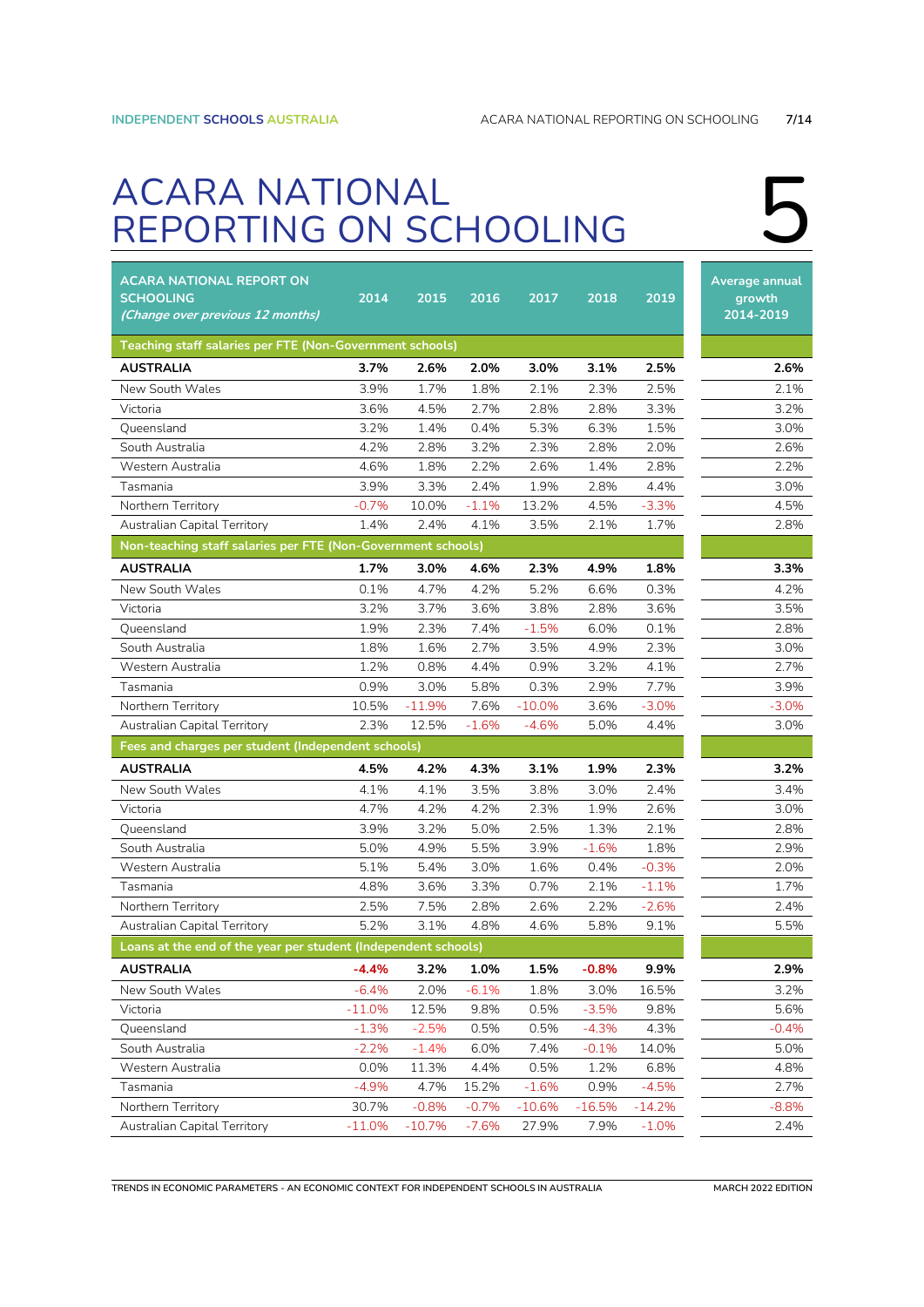# ACARA NATIONAL REPORTING ON SCHOOLING

5

| ACARA NATIONAL REPORT ON SCHOOLING *(Change over previous 12 months)* | 2014 | 2015 | 2016 | 2017 | 2018 | 2019 | Average annual growth 2014-2019 |
|---|---|---|---|---|---|---|---|
| **Teaching staff salaries per FTE (Non-Government schools)** | | | | | | | |
| **AUSTRALIA** | **3.7%** | **2.6%** | **2.0%** | **3.0%** | **3.1%** | **2.5%** | **2.6%** |
| New South Wales | 3.9% | 1.7% | 1.8% | 2.1% | 2.3% | 2.5% | 2.1% |
| Victoria | 3.6% | 4.5% | 2.7% | 2.8% | 2.8% | 3.3% | 3.2% |
| Queensland | 3.2% | 1.4% | 0.4% | 5.3% | 6.3% | 1.5% | 3.0% |
| South Australia | 4.2% | 2.8% | 3.2% | 2.3% | 2.8% | 2.0% | 2.6% |
| Western Australia | 4.6% | 1.8% | 2.2% | 2.6% | 1.4% | 2.8% | 2.2% |
| Tasmania | 3.9% | 3.3% | 2.4% | 1.9% | 2.8% | 4.4% | 3.0% |
| Northern Territory | -0.7% | 10.0% | -1.1% | 13.2% | 4.5% | -3.3% | 4.5% |
| Australian Capital Territory | 1.4% | 2.4% | 4.1% | 3.5% | 2.1% | 1.7% | 2.8% |
| **Non-teaching staff salaries per FTE (Non-Government schools)** | | | | | | | |
| **AUSTRALIA** | **1.7%** | **3.0%** | **4.6%** | **2.3%** | **4.9%** | **1.8%** | **3.3%** |
| New South Wales | 0.1% | 4.7% | 4.2% | 5.2% | 6.6% | 0.3% | 4.2% |
| Victoria | 3.2% | 3.7% | 3.6% | 3.8% | 2.8% | 3.6% | 3.5% |
| Queensland | 1.9% | 2.3% | 7.4% | -1.5% | 6.0% | 0.1% | 2.8% |
| South Australia | 1.8% | 1.6% | 2.7% | 3.5% | 4.9% | 2.3% | 3.0% |
| Western Australia | 1.2% | 0.8% | 4.4% | 0.9% | 3.2% | 4.1% | 2.7% |
| Tasmania | 0.9% | 3.0% | 5.8% | 0.3% | 2.9% | 7.7% | 3.9% |
| Northern Territory | 10.5% | -11.9% | 7.6% | -10.0% | 3.6% | -3.0% | -3.0% |
| Australian Capital Territory | 2.3% | 12.5% | -1.6% | -4.6% | 5.0% | 4.4% | 3.0% |
| **Fees and charges per student (Independent schools)** | | | | | | | |
| **AUSTRALIA** | **4.5%** | **4.2%** | **4.3%** | **3.1%** | **1.9%** | **2.3%** | **3.2%** |
| New South Wales | 4.1% | 4.1% | 3.5% | 3.8% | 3.0% | 2.4% | 3.4% |
| Victoria | 4.7% | 4.2% | 4.2% | 2.3% | 1.9% | 2.6% | 3.0% |
| Queensland | 3.9% | 3.2% | 5.0% | 2.5% | 1.3% | 2.1% | 2.8% |
| South Australia | 5.0% | 4.9% | 5.5% | 3.9% | -1.6% | 1.8% | 2.9% |
| Western Australia | 5.1% | 5.4% | 3.0% | 1.6% | 0.4% | -0.3% | 2.0% |
| Tasmania | 4.8% | 3.6% | 3.3% | 0.7% | 2.1% | -1.1% | 1.7% |
| Northern Territory | 2.5% | 7.5% | 2.8% | 2.6% | 2.2% | -2.6% | 2.4% |
| Australian Capital Territory | 5.2% | 3.1% | 4.8% | 4.6% | 5.8% | 9.1% | 5.5% |
| **Loans at the end of the year per student (Independent schools)** | | | | | | | |
| **AUSTRALIA** | **-4.4%** | **3.2%** | **1.0%** | **1.5%** | **-0.8%** | **9.9%** | **2.9%** |
| New South Wales | -6.4% | 2.0% | -6.1% | 1.8% | 3.0% | 16.5% | 3.2% |
| Victoria | -11.0% | 12.5% | 9.8% | 0.5% | -3.5% | 9.8% | 5.6% |
| Queensland | -1.3% | -2.5% | 0.5% | 0.5% | -4.3% | 4.3% | -0.4% |
| South Australia | -2.2% | -1.4% | 6.0% | 7.4% | -0.1% | 14.0% | 5.0% |
| Western Australia | 0.0% | 11.3% | 4.4% | 0.5% | 1.2% | 6.8% | 4.8% |
| Tasmania | -4.9% | 4.7% | 15.2% | -1.6% | 0.9% | -4.5% | 2.7% |
| Northern Territory | 30.7% | -0.8% | -0.7% | -10.6% | -16.5% | -14.2% | -8.8% |
| Australian Capital Territory | -11.0% | -10.7% | -7.6% | 27.9% | 7.9% | -1.0% | 2.4% |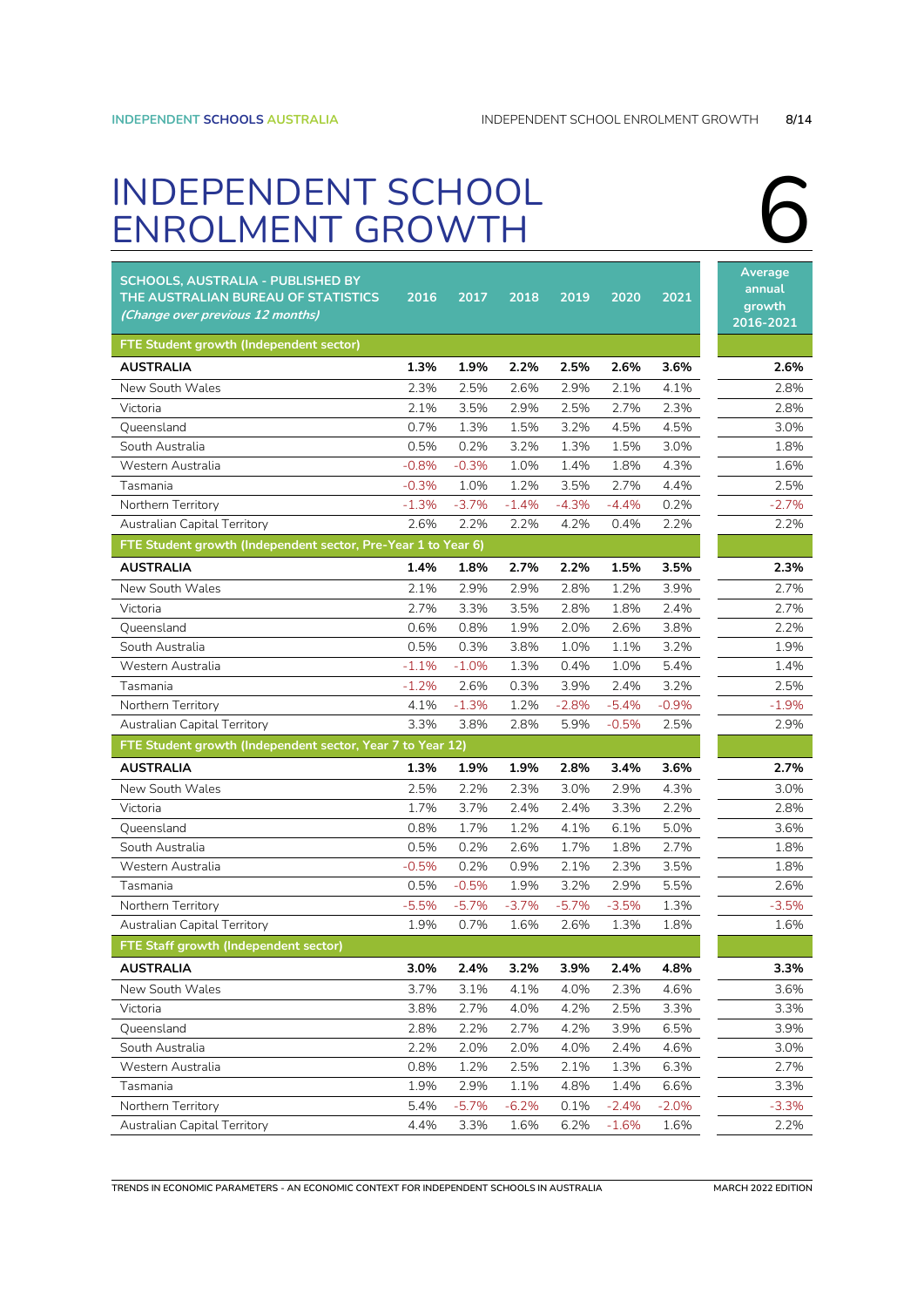# INDEPENDENT SCHOOL ENROLMENT GROWTH

6

| SCHOOLS, AUSTRALIA - PUBLISHED BY THE AUSTRALIAN BUREAU OF STATISTICS *(Change over previous 12 months)* | 2016 | 2017 | 2018 | 2019 | 2020 | 2021 | Average annual growth 2016-2021 |
|---|---|---|---|---|---|---|---|
| **FTE Student growth (Independent sector)** | | | | | | | |
| **AUSTRALIA** | **1.3%** | **1.9%** | **2.2%** | **2.5%** | **2.6%** | **3.6%** | **2.6%** |
| New South Wales | 2.3% | 2.5% | 2.6% | 2.9% | 2.1% | 4.1% | 2.8% |
| Victoria | 2.1% | 3.5% | 2.9% | 2.5% | 2.7% | 2.3% | 2.8% |
| Queensland | 0.7% | 1.3% | 1.5% | 3.2% | 4.5% | 4.5% | 3.0% |
| South Australia | 0.5% | 0.2% | 3.2% | 1.3% | 1.5% | 3.0% | 1.8% |
| Western Australia | -0.8% | -0.3% | 1.0% | 1.4% | 1.8% | 4.3% | 1.6% |
| Tasmania | -0.3% | 1.0% | 1.2% | 3.5% | 2.7% | 4.4% | 2.5% |
| Northern Territory | -1.3% | -3.7% | -1.4% | -4.3% | -4.4% | 0.2% | -2.7% |
| Australian Capital Territory | 2.6% | 2.2% | 2.2% | 4.2% | 0.4% | 2.2% | 2.2% |
| **FTE Student growth (Independent sector, Pre-Year 1 to Year 6)** | | | | | | | |
| **AUSTRALIA** | **1.4%** | **1.8%** | **2.7%** | **2.2%** | **1.5%** | **3.5%** | **2.3%** |
| New South Wales | 2.1% | 2.9% | 2.9% | 2.8% | 1.2% | 3.9% | 2.7% |
| Victoria | 2.7% | 3.3% | 3.5% | 2.8% | 1.8% | 2.4% | 2.7% |
| Queensland | 0.6% | 0.8% | 1.9% | 2.0% | 2.6% | 3.8% | 2.2% |
| South Australia | 0.5% | 0.3% | 3.8% | 1.0% | 1.1% | 3.2% | 1.9% |
| Western Australia | -1.1% | -1.0% | 1.3% | 0.4% | 1.0% | 5.4% | 1.4% |
| Tasmania | -1.2% | 2.6% | 0.3% | 3.9% | 2.4% | 3.2% | 2.5% |
| Northern Territory | 4.1% | -1.3% | 1.2% | -2.8% | -5.4% | -0.9% | -1.9% |
| Australian Capital Territory | 3.3% | 3.8% | 2.8% | 5.9% | -0.5% | 2.5% | 2.9% |
| **FTE Student growth (Independent sector, Year 7 to Year 12)** | | | | | | | |
| **AUSTRALIA** | **1.3%** | **1.9%** | **1.9%** | **2.8%** | **3.4%** | **3.6%** | **2.7%** |
| New South Wales | 2.5% | 2.2% | 2.3% | 3.0% | 2.9% | 4.3% | 3.0% |
| Victoria | 1.7% | 3.7% | 2.4% | 2.4% | 3.3% | 2.2% | 2.8% |
| Queensland | 0.8% | 1.7% | 1.2% | 4.1% | 6.1% | 5.0% | 3.6% |
| South Australia | 0.5% | 0.2% | 2.6% | 1.7% | 1.8% | 2.7% | 1.8% |
| Western Australia | -0.5% | 0.2% | 0.9% | 2.1% | 2.3% | 3.5% | 1.8% |
| Tasmania | 0.5% | -0.5% | 1.9% | 3.2% | 2.9% | 5.5% | 2.6% |
| Northern Territory | -5.5% | -5.7% | -3.7% | -5.7% | -3.5% | 1.3% | -3.5% |
| Australian Capital Territory | 1.9% | 0.7% | 1.6% | 2.6% | 1.3% | 1.8% | 1.6% |
| **FTE Staff growth (Independent sector)** | | | | | | | |
| **AUSTRALIA** | **3.0%** | **2.4%** | **3.2%** | **3.9%** | **2.4%** | **4.8%** | **3.3%** |
| New South Wales | 3.7% | 3.1% | 4.1% | 4.0% | 2.3% | 4.6% | 3.6% |
| Victoria | 3.8% | 2.7% | 4.0% | 4.2% | 2.5% | 3.3% | 3.3% |
| Queensland | 2.8% | 2.2% | 2.7% | 4.2% | 3.9% | 6.5% | 3.9% |
| South Australia | 2.2% | 2.0% | 2.0% | 4.0% | 2.4% | 4.6% | 3.0% |
| Western Australia | 0.8% | 1.2% | 2.5% | 2.1% | 1.3% | 6.3% | 2.7% |
| Tasmania | 1.9% | 2.9% | 1.1% | 4.8% | 1.4% | 6.6% | 3.3% |
| Northern Territory | 5.4% | -5.7% | -6.2% | 0.1% | -2.4% | -2.0% | -3.3% |
| Australian Capital Territory | 4.4% | 3.3% | 1.6% | 6.2% | -1.6% | 1.6% | 2.2% |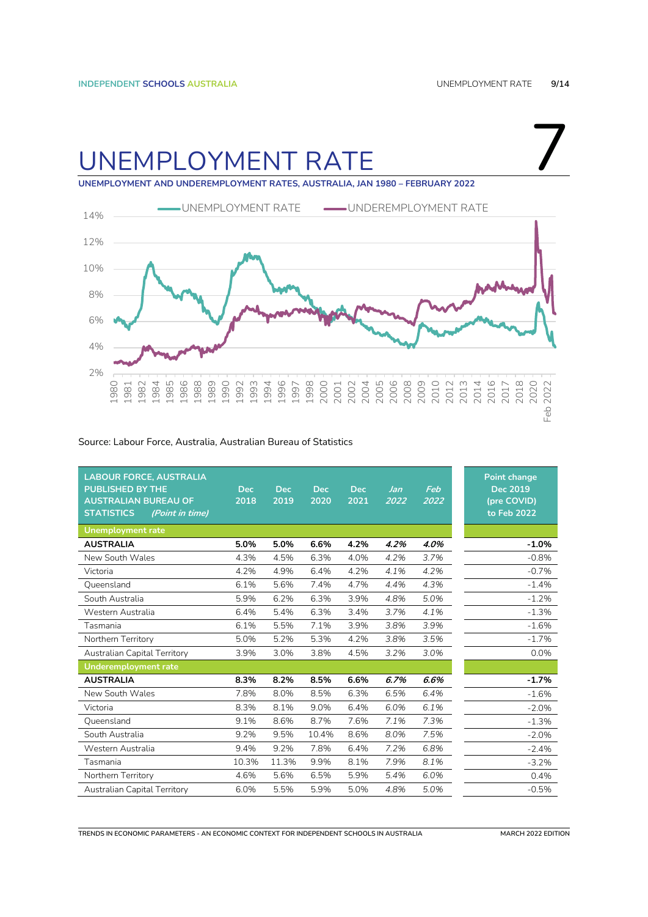# UNEMPLOYMENT RATE

7

**UNEMPLOYMENT AND UNDEREMPLOYMENT RATES, AUSTRALIA, JAN 1980 – FEBRUARY 2022**

Source: Labour Force, Australia, Australian Bureau of Statistics

| LABOUR FORCE, AUSTRALIA PUBLISHED BY THE AUSTRALIAN BUREAU OF STATISTICS *(Point in time)* | Dec 2018 | Dec 2019 | Dec 2020 | Dec 2021 | *Jan 2022* | *Feb 2022* | Point change Dec 2019 (pre COVID) to Feb 2022 |
|---|---|---|---|---|---|---|---|
| **Unemployment rate** | | | | | | | |
| **AUSTRALIA** | **5.0%** | **5.0%** | **6.6%** | **4.2%** | ***4.2%*** | ***4.0%*** | **-1.0%** |
| New South Wales | 4.3% | 4.5% | 6.3% | 4.0% | *4.2%* | *3.7%* | -0.8% |
| Victoria | 4.2% | 4.9% | 6.4% | 4.2% | *4.1%* | *4.2%* | -0.7% |
| Queensland | 6.1% | 5.6% | 7.4% | 4.7% | *4.4%* | *4.3%* | -1.4% |
| South Australia | 5.9% | 6.2% | 6.3% | 3.9% | *4.8%* | *5.0%* | -1.2% |
| Western Australia | 6.4% | 5.4% | 6.3% | 3.4% | *3.7%* | *4.1%* | -1.3% |
| Tasmania | 6.1% | 5.5% | 7.1% | 3.9% | *3.8%* | *3.9%* | -1.6% |
| Northern Territory | 5.0% | 5.2% | 5.3% | 4.2% | *3.8%* | *3.5%* | -1.7% |
| Australian Capital Territory | 3.9% | 3.0% | 3.8% | 4.5% | *3.2%* | *3.0%* | 0.0% |
| **Underemployment rate** | | | | | | | |
| **AUSTRALIA** | **8.3%** | **8.2%** | **8.5%** | **6.6%** | ***6.7%*** | ***6.6%*** | **-1.7%** |
| New South Wales | 7.8% | 8.0% | 8.5% | 6.3% | *6.5%* | *6.4%* | -1.6% |
| Victoria | 8.3% | 8.1% | 9.0% | 6.4% | *6.0%* | *6.1%* | -2.0% |
| Queensland | 9.1% | 8.6% | 8.7% | 7.6% | *7.1%* | *7.3%* | -1.3% |
| South Australia | 9.2% | 9.5% | 10.4% | 8.6% | *8.0%* | *7.5%* | -2.0% |
| Western Australia | 9.4% | 9.2% | 7.8% | 6.4% | *7.2%* | *6.8%* | -2.4% |
| Tasmania | 10.3% | 11.3% | 9.9% | 8.1% | *7.9%* | *8.1%* | -3.2% |
| Northern Territory | 4.6% | 5.6% | 6.5% | 5.9% | *5.4%* | *6.0%* | 0.4% |
| Australian Capital Territory | 6.0% | 5.5% | 5.9% | 5.0% | *4.8%* | *5.0%* | -0.5% |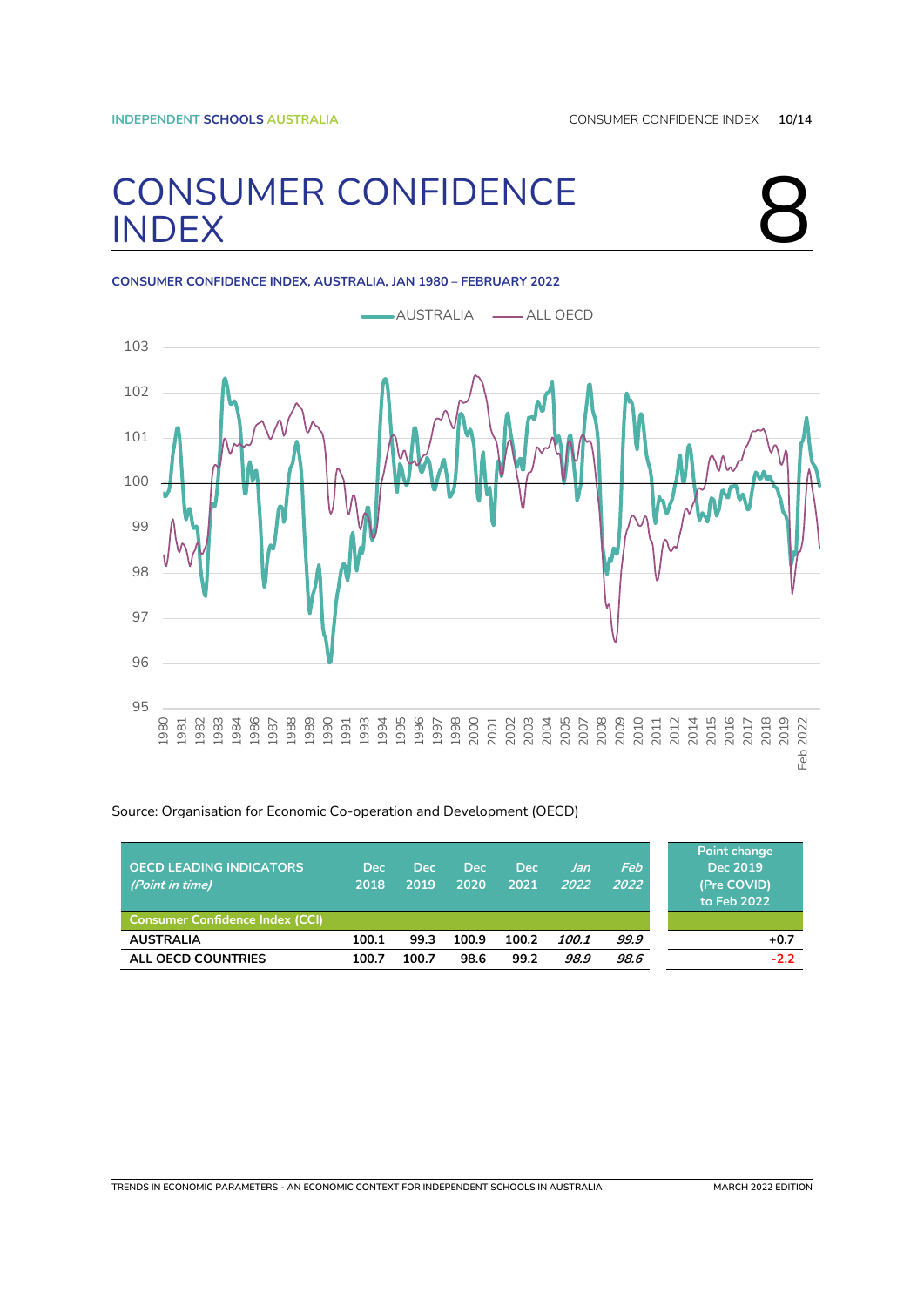# CONSUMER CONFIDENCE INDEX 8

**CONSUMER CONFIDENCE INDEX, AUSTRALIA, JAN 1980 – FEBRUARY 2022**

Source: Organisation for Economic Co-operation and Development (OECD)

| OECD LEADING INDICATORS *(Point in time)* | Dec 2018 | Dec 2019 | Dec 2020 | Dec 2021 | *Jan 2022* | *Feb 2022* | Point change Dec 2019 (Pre COVID) to Feb 2022 |
|---|---|---|---|---|---|---|---|
| **Consumer Confidence Index (CCI)** | | | | | | | |
| **AUSTRALIA** | **100.1** | **99.3** | **100.9** | **100.2** | ***100.1*** | ***99.9*** | **+0.7** |
| **ALL OECD COUNTRIES** | **100.7** | **100.7** | **98.6** | **99.2** | ***98.9*** | ***98.6*** | **-2.2** |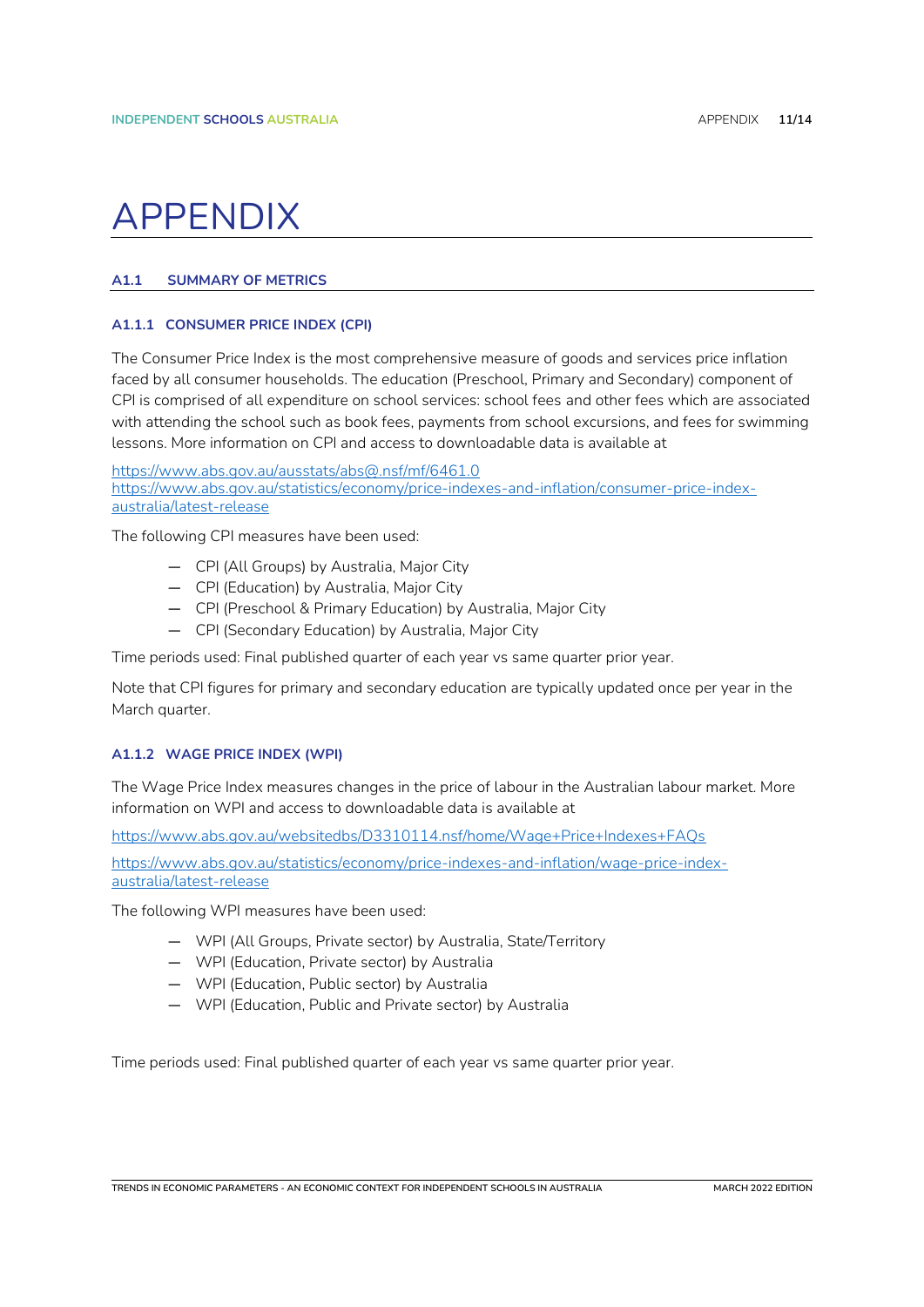# APPENDIX

## A1.1 SUMMARY OF METRICS

### A1.1.1 CONSUMER PRICE INDEX (CPI)

The Consumer Price Index is the most comprehensive measure of goods and services price inflation faced by all consumer households. The education (Preschool, Primary and Secondary) component of CPI is comprised of all expenditure on school services: school fees and other fees which are associated with attending the school such as book fees, payments from school excursions, and fees for swimming lessons. More information on CPI and access to downloadable data is available at

https://www.abs.gov.au/ausstats/abs@.nsf/mf/6461.0
https://www.abs.gov.au/statistics/economy/price-indexes-and-inflation/consumer-price-index-australia/latest-release

The following CPI measures have been used:

- CPI (All Groups) by Australia, Major City
- CPI (Education) by Australia, Major City
- CPI (Preschool & Primary Education) by Australia, Major City
- CPI (Secondary Education) by Australia, Major City

Time periods used: Final published quarter of each year vs same quarter prior year.

Note that CPI figures for primary and secondary education are typically updated once per year in the March quarter.

### A1.1.2 WAGE PRICE INDEX (WPI)

The Wage Price Index measures changes in the price of labour in the Australian labour market. More information on WPI and access to downloadable data is available at

https://www.abs.gov.au/websitedbs/D3310114.nsf/home/Wage+Price+Indexes+FAQs

https://www.abs.gov.au/statistics/economy/price-indexes-and-inflation/wage-price-index-australia/latest-release

The following WPI measures have been used:

- WPI (All Groups, Private sector) by Australia, State/Territory
- WPI (Education, Private sector) by Australia
- WPI (Education, Public sector) by Australia
- WPI (Education, Public and Private sector) by Australia

Time periods used: Final published quarter of each year vs same quarter prior year.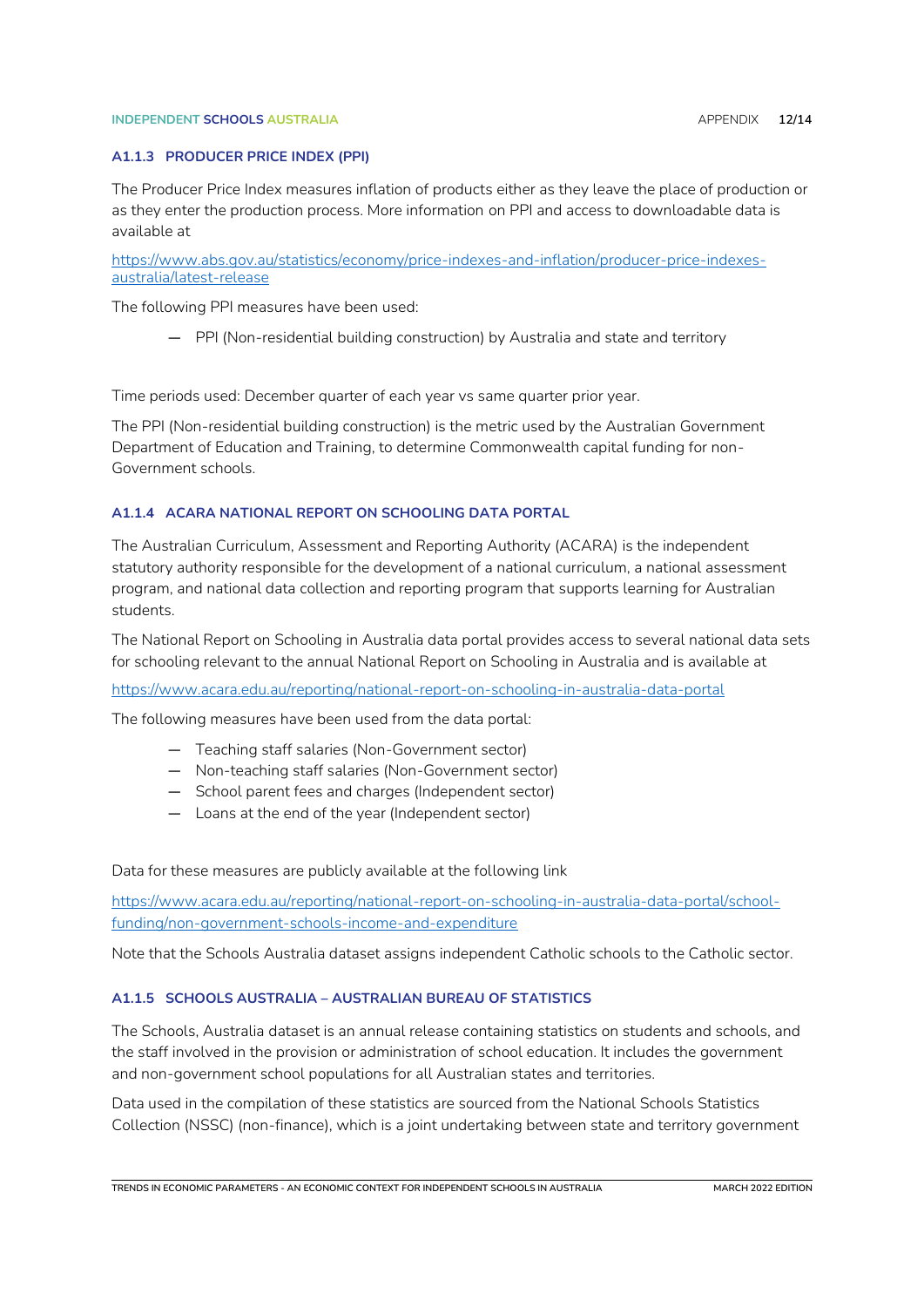### A1.1.3 PRODUCER PRICE INDEX (PPI)

The Producer Price Index measures inflation of products either as they leave the place of production or as they enter the production process. More information on PPI and access to downloadable data is available at

https://www.abs.gov.au/statistics/economy/price-indexes-and-inflation/producer-price-indexes-australia/latest-release

The following PPI measures have been used:

- PPI (Non-residential building construction) by Australia and state and territory

Time periods used: December quarter of each year vs same quarter prior year.

The PPI (Non-residential building construction) is the metric used by the Australian Government Department of Education and Training, to determine Commonwealth capital funding for non-Government schools.

### A1.1.4 ACARA NATIONAL REPORT ON SCHOOLING DATA PORTAL

The Australian Curriculum, Assessment and Reporting Authority (ACARA) is the independent statutory authority responsible for the development of a national curriculum, a national assessment program, and national data collection and reporting program that supports learning for Australian students.

The National Report on Schooling in Australia data portal provides access to several national data sets for schooling relevant to the annual National Report on Schooling in Australia and is available at

https://www.acara.edu.au/reporting/national-report-on-schooling-in-australia-data-portal

The following measures have been used from the data portal:

- Teaching staff salaries (Non-Government sector)
- Non-teaching staff salaries (Non-Government sector)
- School parent fees and charges (Independent sector)
- Loans at the end of the year (Independent sector)

Data for these measures are publicly available at the following link

https://www.acara.edu.au/reporting/national-report-on-schooling-in-australia-data-portal/school-funding/non-government-schools-income-and-expenditure

Note that the Schools Australia dataset assigns independent Catholic schools to the Catholic sector.

### A1.1.5 SCHOOLS AUSTRALIA – AUSTRALIAN BUREAU OF STATISTICS

The Schools, Australia dataset is an annual release containing statistics on students and schools, and the staff involved in the provision or administration of school education. It includes the government and non-government school populations for all Australian states and territories.

Data used in the compilation of these statistics are sourced from the National Schools Statistics Collection (NSSC) (non-finance), which is a joint undertaking between state and territory government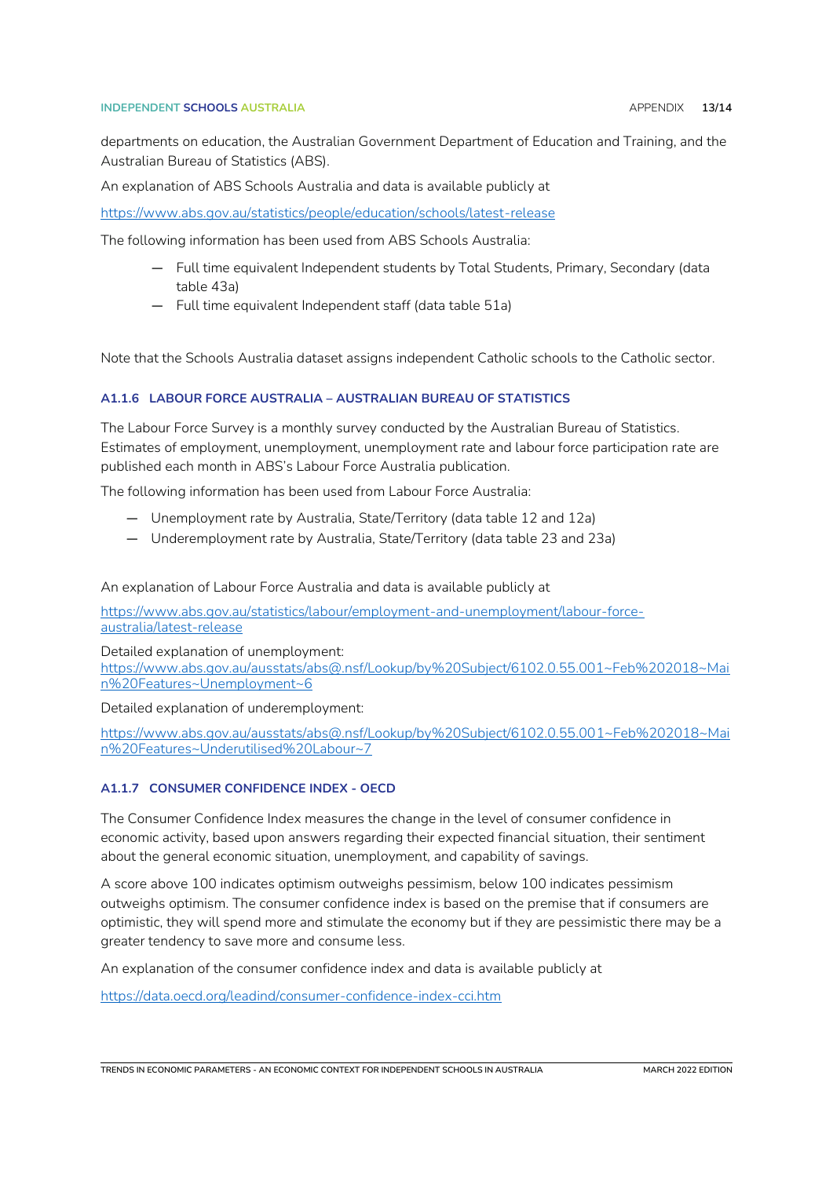departments on education, the Australian Government Department of Education and Training, and the Australian Bureau of Statistics (ABS).

An explanation of ABS Schools Australia and data is available publicly at

https://www.abs.gov.au/statistics/people/education/schools/latest-release

The following information has been used from ABS Schools Australia:

- Full time equivalent Independent students by Total Students, Primary, Secondary (data table 43a)
- Full time equivalent Independent staff (data table 51a)

Note that the Schools Australia dataset assigns independent Catholic schools to the Catholic sector.

#### A1.1.6 LABOUR FORCE AUSTRALIA – AUSTRALIAN BUREAU OF STATISTICS

The Labour Force Survey is a monthly survey conducted by the Australian Bureau of Statistics. Estimates of employment, unemployment, unemployment rate and labour force participation rate are published each month in ABS's Labour Force Australia publication.

The following information has been used from Labour Force Australia:

- Unemployment rate by Australia, State/Territory (data table 12 and 12a)
- Underemployment rate by Australia, State/Territory (data table 23 and 23a)

An explanation of Labour Force Australia and data is available publicly at

https://www.abs.gov.au/statistics/labour/employment-and-unemployment/labour-force-australia/latest-release

Detailed explanation of unemployment:
https://www.abs.gov.au/ausstats/abs@.nsf/Lookup/by%20Subject/6102.0.55.001~Feb%202018~Main%20Features~Unemployment~6

Detailed explanation of underemployment:

https://www.abs.gov.au/ausstats/abs@.nsf/Lookup/by%20Subject/6102.0.55.001~Feb%202018~Main%20Features~Underutilised%20Labour~7

#### A1.1.7 CONSUMER CONFIDENCE INDEX - OECD

The Consumer Confidence Index measures the change in the level of consumer confidence in economic activity, based upon answers regarding their expected financial situation, their sentiment about the general economic situation, unemployment, and capability of savings.

A score above 100 indicates optimism outweighs pessimism, below 100 indicates pessimism outweighs optimism. The consumer confidence index is based on the premise that if consumers are optimistic, they will spend more and stimulate the economy but if they are pessimistic there may be a greater tendency to save more and consume less.

An explanation of the consumer confidence index and data is available publicly at

https://data.oecd.org/leadind/consumer-confidence-index-cci.htm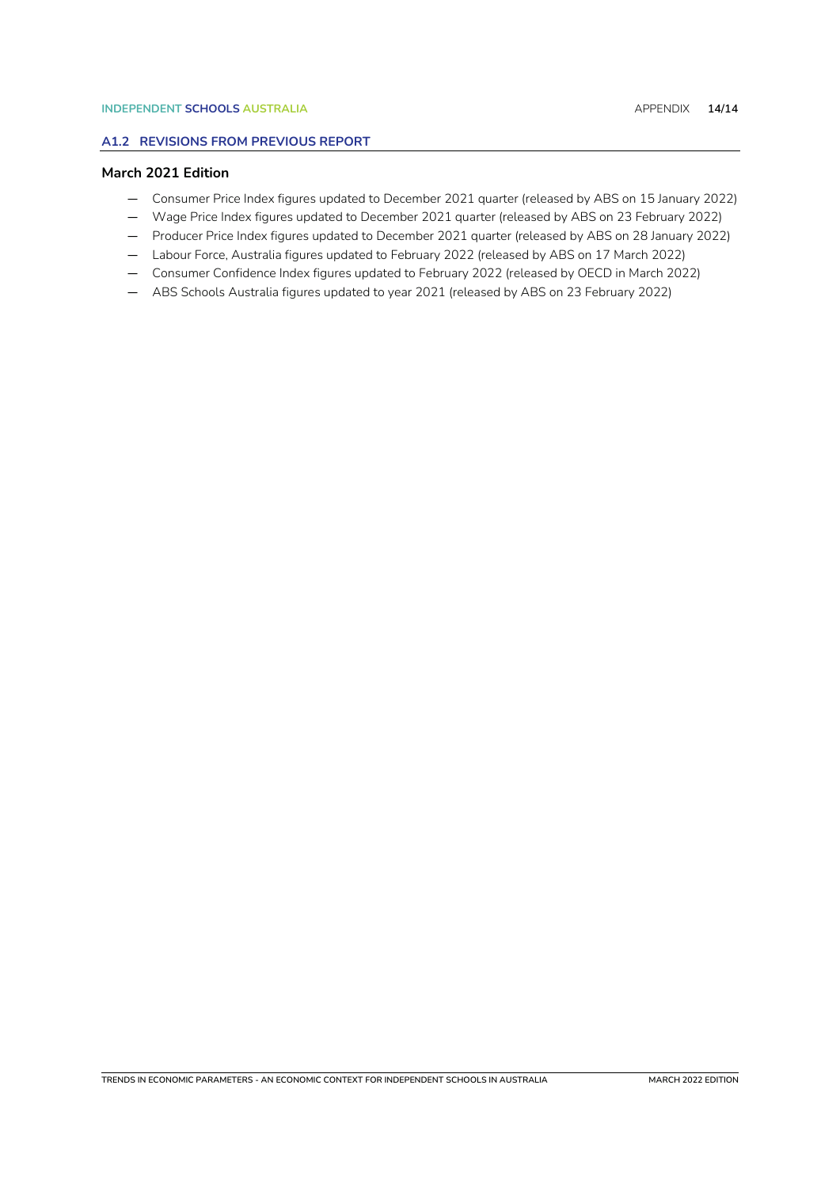### A1.2 REVISIONS FROM PREVIOUS REPORT

**March 2021 Edition**

- Consumer Price Index figures updated to December 2021 quarter (released by ABS on 15 January 2022)
- Wage Price Index figures updated to December 2021 quarter (released by ABS on 23 February 2022)
- Producer Price Index figures updated to December 2021 quarter (released by ABS on 28 January 2022)
- Labour Force, Australia figures updated to February 2022 (released by ABS on 17 March 2022)
- Consumer Confidence Index figures updated to February 2022 (released by OECD in March 2022)
- ABS Schools Australia figures updated to year 2021 (released by ABS on 23 February 2022)